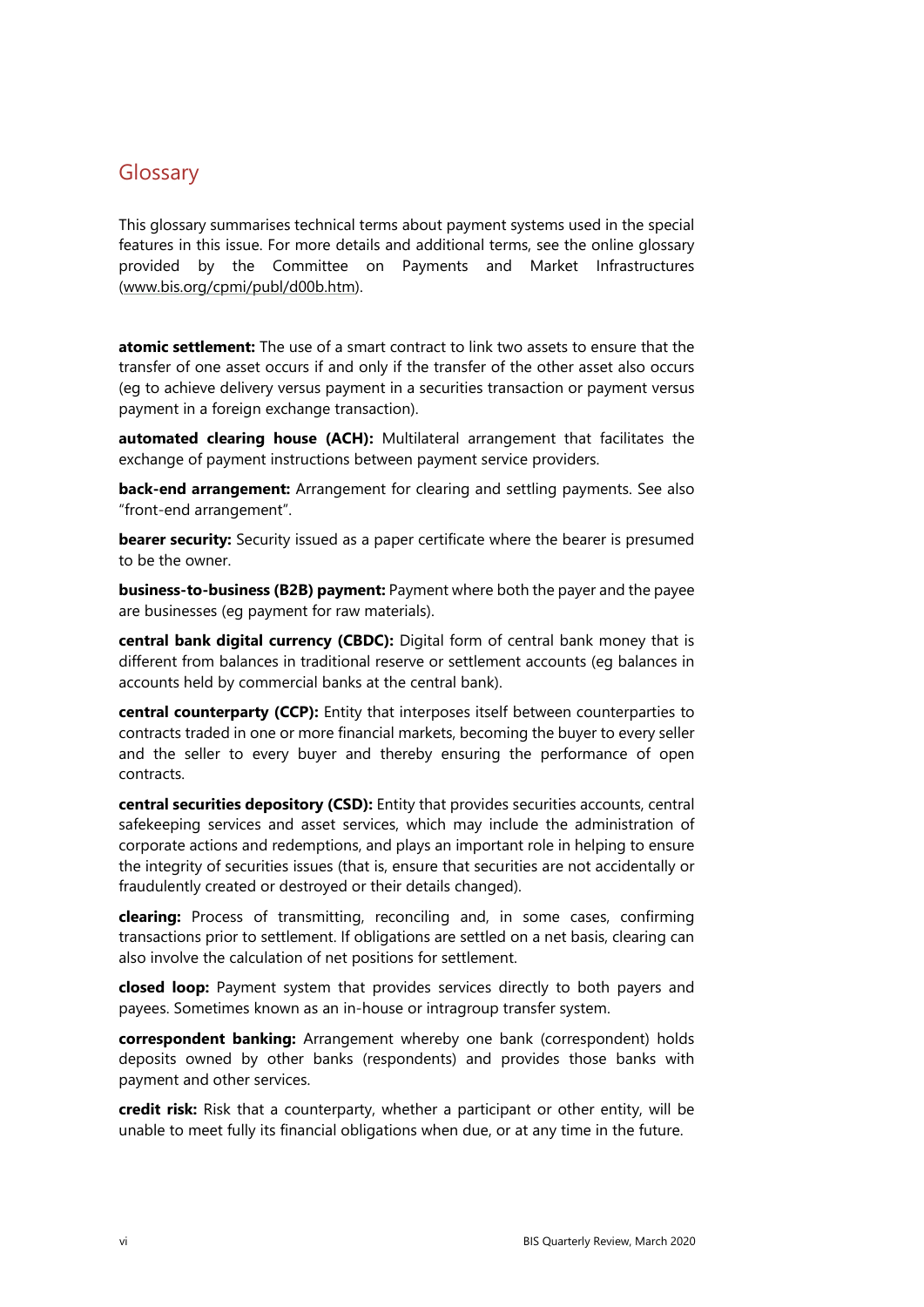## Glossary

This glossary summarises technical terms about payment systems used in the special features in this issue. For more details and additional terms, see the online glossary provided by the Committee on Payments and Market Infrastructures (www.bis.org/cpmi/publ/d00b.htm).

**atomic settlement:** The use of a smart contract to link two assets to ensure that the transfer of one asset occurs if and only if the transfer of the other asset also occurs (eg to achieve delivery versus payment in a securities transaction or payment versus payment in a foreign exchange transaction).

**automated clearing house (ACH):** Multilateral arrangement that facilitates the exchange of payment instructions between payment service providers.

**back-end arrangement:** Arrangement for clearing and settling payments. See also "front-end arrangement".

**bearer security:** Security issued as a paper certificate where the bearer is presumed to be the owner.

**business-to-business (B2B) payment:** Payment where both the payer and the payee are businesses (eg payment for raw materials).

**central bank digital currency (CBDC):** Digital form of central bank money that is different from balances in traditional reserve or settlement accounts (eg balances in accounts held by commercial banks at the central bank).

**central counterparty (CCP):** Entity that interposes itself between counterparties to contracts traded in one or more financial markets, becoming the buyer to every seller and the seller to every buyer and thereby ensuring the performance of open contracts.

**central securities depository (CSD):** Entity that provides securities accounts, central safekeeping services and asset services, which may include the administration of corporate actions and redemptions, and plays an important role in helping to ensure the integrity of securities issues (that is, ensure that securities are not accidentally or fraudulently created or destroyed or their details changed).

**clearing:** Process of transmitting, reconciling and, in some cases, confirming transactions prior to settlement. If obligations are settled on a net basis, clearing can also involve the calculation of net positions for settlement.

**closed loop:** Payment system that provides services directly to both payers and payees. Sometimes known as an in-house or intragroup transfer system.

**correspondent banking:** Arrangement whereby one bank (correspondent) holds deposits owned by other banks (respondents) and provides those banks with payment and other services.

**credit risk:** Risk that a counterparty, whether a participant or other entity, will be unable to meet fully its financial obligations when due, or at any time in the future.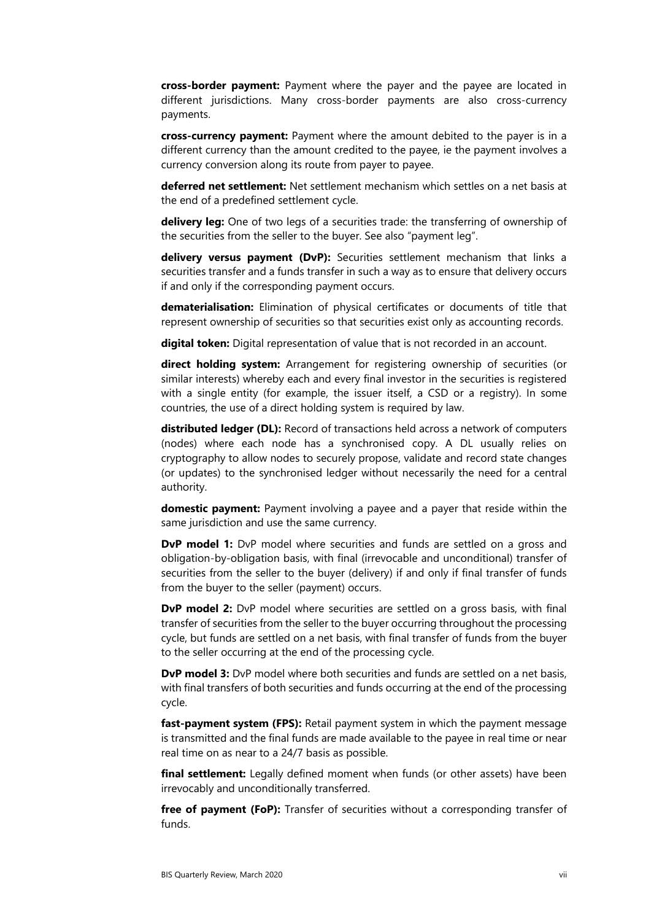**cross-border payment:** Payment where the payer and the payee are located in different jurisdictions. Many cross-border payments are also cross-currency payments.

**cross-currency payment:** Payment where the amount debited to the payer is in a different currency than the amount credited to the payee, ie the payment involves a currency conversion along its route from payer to payee.

**deferred net settlement:** Net settlement mechanism which settles on a net basis at the end of a predefined settlement cycle.

**delivery leg:** One of two legs of a securities trade: the transferring of ownership of the securities from the seller to the buyer. See also "payment leg".

**delivery versus payment (DvP):** Securities settlement mechanism that links a securities transfer and a funds transfer in such a way as to ensure that delivery occurs if and only if the corresponding payment occurs.

**dematerialisation:** Elimination of physical certificates or documents of title that represent ownership of securities so that securities exist only as accounting records.

**digital token:** Digital representation of value that is not recorded in an account.

**direct holding system:** Arrangement for registering ownership of securities (or similar interests) whereby each and every final investor in the securities is registered with a single entity (for example, the issuer itself, a CSD or a registry). In some countries, the use of a direct holding system is required by law.

**distributed ledger (DL):** Record of transactions held across a network of computers (nodes) where each node has a synchronised copy. A DL usually relies on cryptography to allow nodes to securely propose, validate and record state changes (or updates) to the synchronised ledger without necessarily the need for a central authority.

**domestic payment:** Payment involving a payee and a payer that reside within the same jurisdiction and use the same currency.

**DvP model 1:** DvP model where securities and funds are settled on a gross and obligation-by-obligation basis, with final (irrevocable and unconditional) transfer of securities from the seller to the buyer (delivery) if and only if final transfer of funds from the buyer to the seller (payment) occurs.

**DvP model 2:** DvP model where securities are settled on a gross basis, with final transfer of securities from the seller to the buyer occurring throughout the processing cycle, but funds are settled on a net basis, with final transfer of funds from the buyer to the seller occurring at the end of the processing cycle.

**DvP model 3:** DvP model where both securities and funds are settled on a net basis, with final transfers of both securities and funds occurring at the end of the processing cycle.

**fast-payment system (FPS):** Retail payment system in which the payment message is transmitted and the final funds are made available to the payee in real time or near real time on as near to a 24/7 basis as possible.

**final settlement:** Legally defined moment when funds (or other assets) have been irrevocably and unconditionally transferred.

**free of payment (FoP):** Transfer of securities without a corresponding transfer of funds.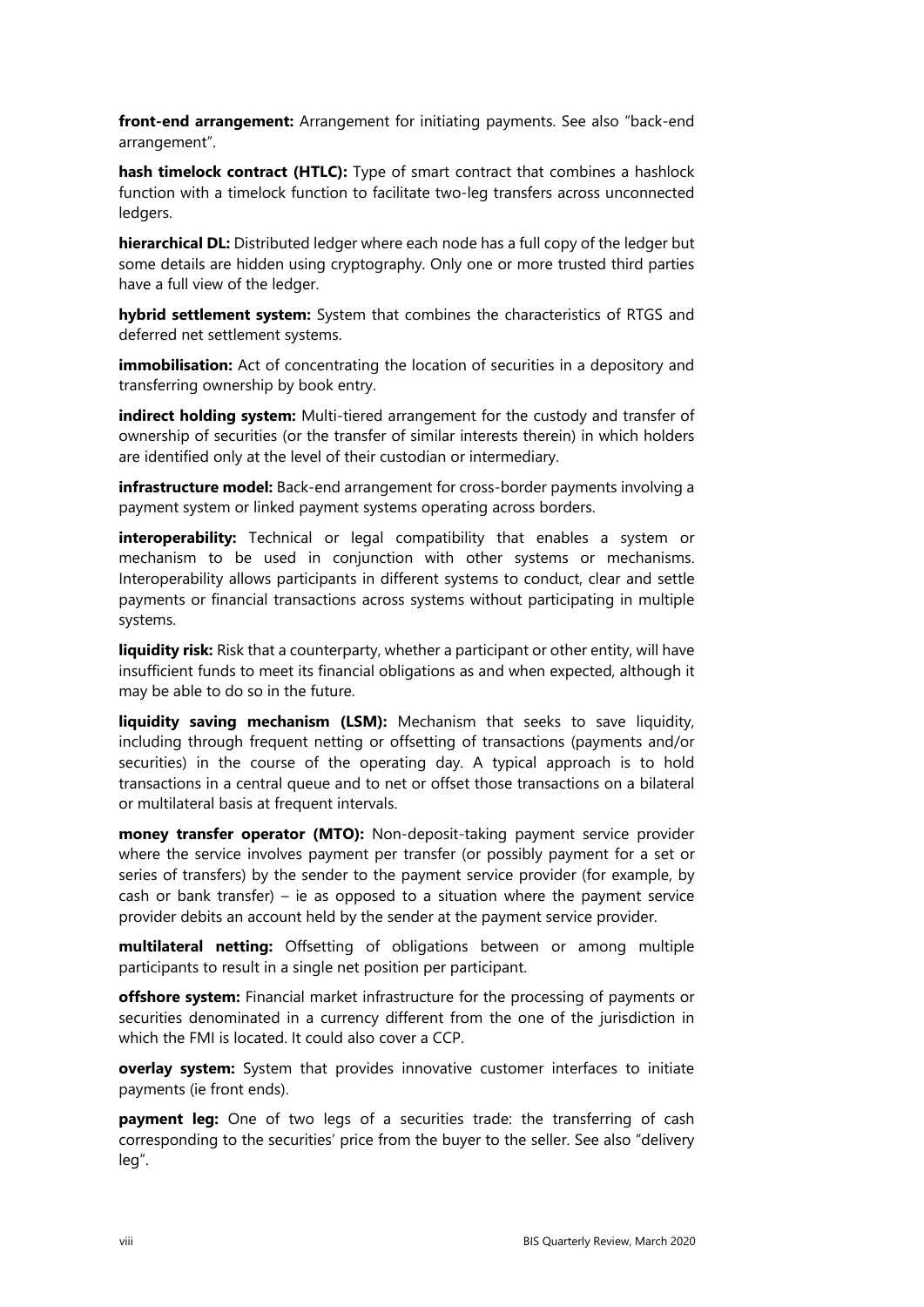**front-end arrangement:** Arrangement for initiating payments. See also "back-end arrangement".

**hash timelock contract (HTLC):** Type of smart contract that combines a hashlock function with a timelock function to facilitate two-leg transfers across unconnected ledgers.

**hierarchical DL:** Distributed ledger where each node has a full copy of the ledger but some details are hidden using cryptography. Only one or more trusted third parties have a full view of the ledger.

**hybrid settlement system:** System that combines the characteristics of RTGS and deferred net settlement systems.

**immobilisation:** Act of concentrating the location of securities in a depository and transferring ownership by book entry.

**indirect holding system:** Multi-tiered arrangement for the custody and transfer of ownership of securities (or the transfer of similar interests therein) in which holders are identified only at the level of their custodian or intermediary.

**infrastructure model:** Back-end arrangement for cross-border payments involving a payment system or linked payment systems operating across borders.

**interoperability:** Technical or legal compatibility that enables a system or mechanism to be used in conjunction with other systems or mechanisms. Interoperability allows participants in different systems to conduct, clear and settle payments or financial transactions across systems without participating in multiple systems.

**liquidity risk:** Risk that a counterparty, whether a participant or other entity, will have insufficient funds to meet its financial obligations as and when expected, although it may be able to do so in the future.

**liquidity saving mechanism (LSM):** Mechanism that seeks to save liquidity, including through frequent netting or offsetting of transactions (payments and/or securities) in the course of the operating day. A typical approach is to hold transactions in a central queue and to net or offset those transactions on a bilateral or multilateral basis at frequent intervals.

**money transfer operator (MTO):** Non-deposit-taking payment service provider where the service involves payment per transfer (or possibly payment for a set or series of transfers) by the sender to the payment service provider (for example, by cash or bank transfer) – ie as opposed to a situation where the payment service provider debits an account held by the sender at the payment service provider.

**multilateral netting:** Offsetting of obligations between or among multiple participants to result in a single net position per participant.

**offshore system:** Financial market infrastructure for the processing of payments or securities denominated in a currency different from the one of the jurisdiction in which the FMI is located. It could also cover a CCP.

**overlay system:** System that provides innovative customer interfaces to initiate payments (ie front ends).

**payment leg:** One of two legs of a securities trade: the transferring of cash corresponding to the securities' price from the buyer to the seller. See also "delivery leg".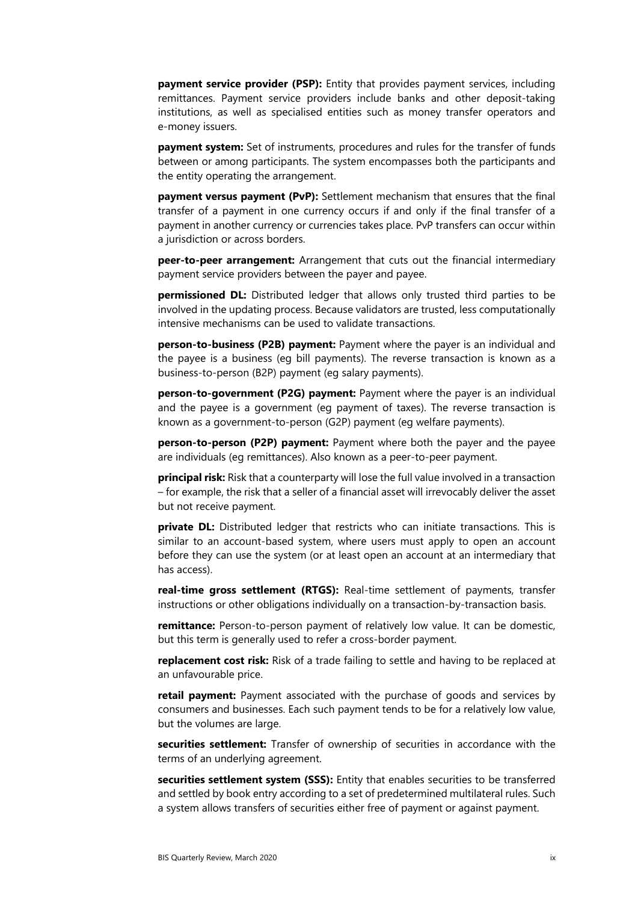**payment service provider (PSP):** Entity that provides payment services, including remittances. Payment service providers include banks and other deposit-taking institutions, as well as specialised entities such as money transfer operators and e-money issuers.

**payment system:** Set of instruments, procedures and rules for the transfer of funds between or among participants. The system encompasses both the participants and the entity operating the arrangement.

**payment versus payment (PvP):** Settlement mechanism that ensures that the final transfer of a payment in one currency occurs if and only if the final transfer of a payment in another currency or currencies takes place. PvP transfers can occur within a jurisdiction or across borders.

**peer-to-peer arrangement:** Arrangement that cuts out the financial intermediary payment service providers between the payer and payee.

**permissioned DL:** Distributed ledger that allows only trusted third parties to be involved in the updating process. Because validators are trusted, less computationally intensive mechanisms can be used to validate transactions.

**person-to-business (P2B) payment:** Payment where the payer is an individual and the payee is a business (eg bill payments). The reverse transaction is known as a business-to-person (B2P) payment (eg salary payments).

**person-to-government (P2G) payment:** Payment where the payer is an individual and the payee is a government (eg payment of taxes). The reverse transaction is known as a government-to-person (G2P) payment (eg welfare payments).

**person-to-person (P2P) payment:** Payment where both the payer and the payee are individuals (eg remittances). Also known as a peer-to-peer payment.

**principal risk:** Risk that a counterparty will lose the full value involved in a transaction – for example, the risk that a seller of a financial asset will irrevocably deliver the asset but not receive payment.

**private DL:** Distributed ledger that restricts who can initiate transactions. This is similar to an account-based system, where users must apply to open an account before they can use the system (or at least open an account at an intermediary that has access).

**real-time gross settlement (RTGS):** Real-time settlement of payments, transfer instructions or other obligations individually on a transaction-by-transaction basis.

**remittance:** Person-to-person payment of relatively low value. It can be domestic, but this term is generally used to refer a cross-border payment.

**replacement cost risk:** Risk of a trade failing to settle and having to be replaced at an unfavourable price.

**retail payment:** Payment associated with the purchase of goods and services by consumers and businesses. Each such payment tends to be for a relatively low value, but the volumes are large.

**securities settlement:** Transfer of ownership of securities in accordance with the terms of an underlying agreement.

**securities settlement system (SSS):** Entity that enables securities to be transferred and settled by book entry according to a set of predetermined multilateral rules. Such a system allows transfers of securities either free of payment or against payment.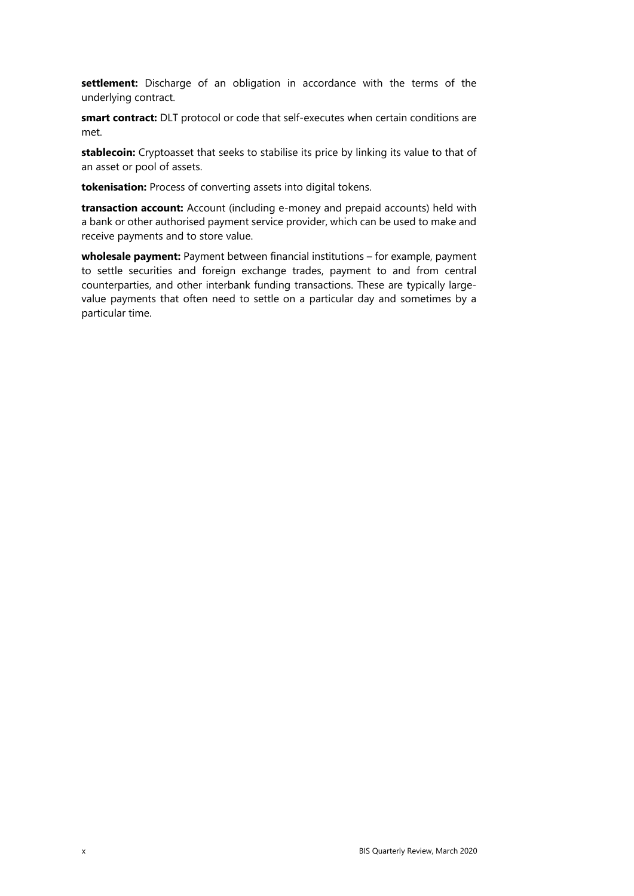**settlement:** Discharge of an obligation in accordance with the terms of the underlying contract.

**smart contract:** DLT protocol or code that self-executes when certain conditions are met.

**stablecoin:** Cryptoasset that seeks to stabilise its price by linking its value to that of an asset or pool of assets.

**tokenisation:** Process of converting assets into digital tokens.

**transaction account:** Account (including e-money and prepaid accounts) held with a bank or other authorised payment service provider, which can be used to make and receive payments and to store value.

**wholesale payment:** Payment between financial institutions – for example, payment to settle securities and foreign exchange trades, payment to and from central counterparties, and other interbank funding transactions. These are typically large-value payments that often need to settle on a particular day and sometimes by a particular time.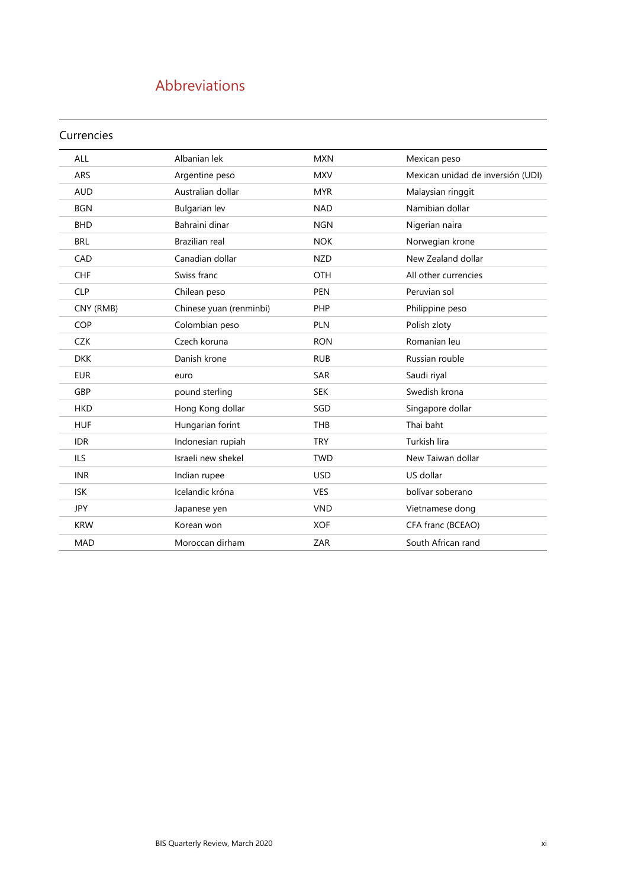# Abbreviations

## Currencies

| | | | |
|---|---|---|---|
| ALL | Albanian lek | MXN | Mexican peso |
| ARS | Argentine peso | MXV | Mexican unidad de inversión (UDI) |
| AUD | Australian dollar | MYR | Malaysian ringgit |
| BGN | Bulgarian lev | NAD | Namibian dollar |
| BHD | Bahraini dinar | NGN | Nigerian naira |
| BRL | Brazilian real | NOK | Norwegian krone |
| CAD | Canadian dollar | NZD | New Zealand dollar |
| CHF | Swiss franc | OTH | All other currencies |
| CLP | Chilean peso | PEN | Peruvian sol |
| CNY (RMB) | Chinese yuan (renminbi) | PHP | Philippine peso |
| COP | Colombian peso | PLN | Polish zloty |
| CZK | Czech koruna | RON | Romanian leu |
| DKK | Danish krone | RUB | Russian rouble |
| EUR | euro | SAR | Saudi riyal |
| GBP | pound sterling | SEK | Swedish krona |
| HKD | Hong Kong dollar | SGD | Singapore dollar |
| HUF | Hungarian forint | THB | Thai baht |
| IDR | Indonesian rupiah | TRY | Turkish lira |
| ILS | Israeli new shekel | TWD | New Taiwan dollar |
| INR | Indian rupee | USD | US dollar |
| ISK | Icelandic króna | VES | bolívar soberano |
| JPY | Japanese yen | VND | Vietnamese dong |
| KRW | Korean won | XOF | CFA franc (BCEAO) |
| MAD | Moroccan dirham | ZAR | South African rand |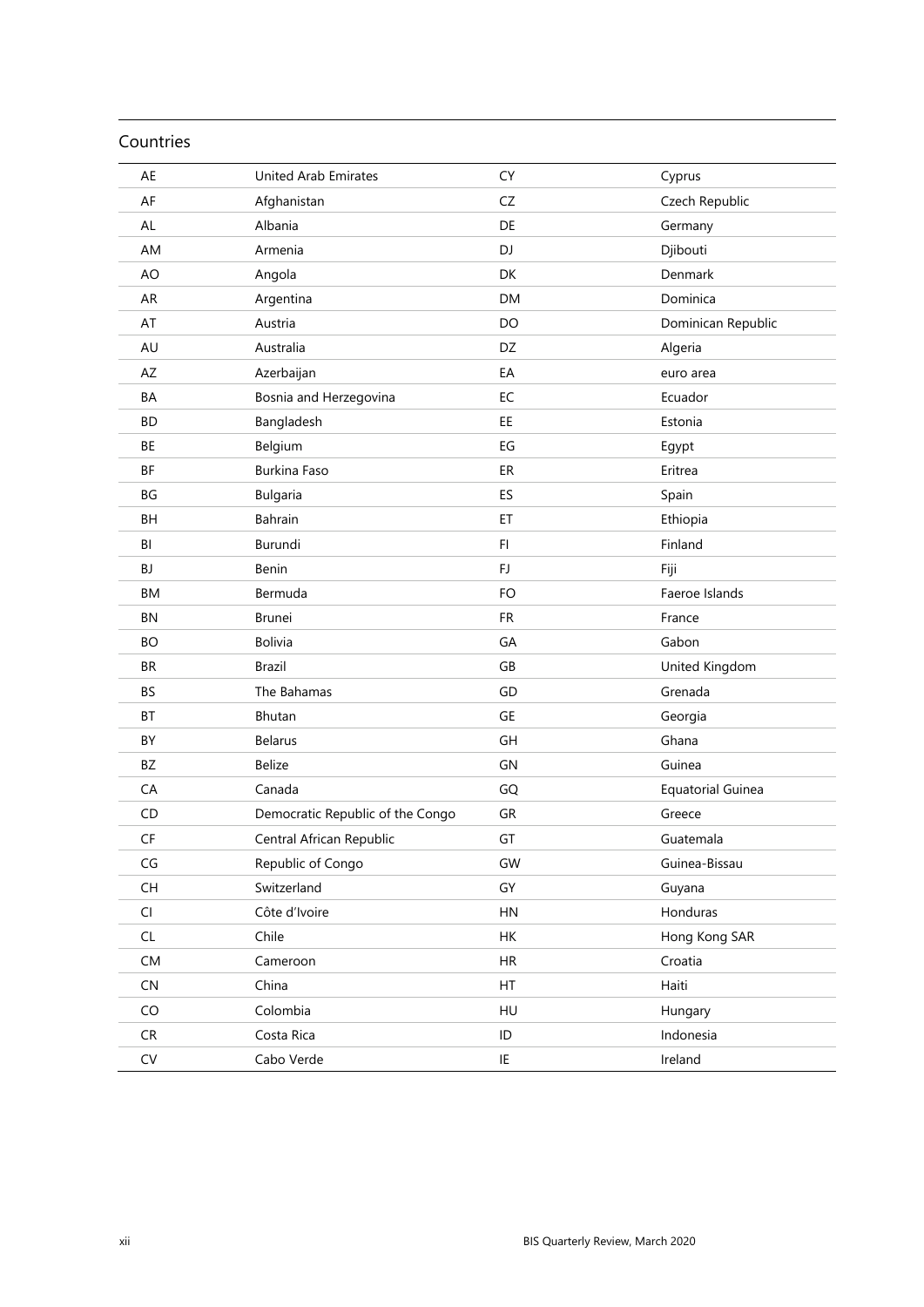## Countries

| | | | |
|---|---|---|---|
| AE | United Arab Emirates | CY | Cyprus |
| AF | Afghanistan | CZ | Czech Republic |
| AL | Albania | DE | Germany |
| AM | Armenia | DJ | Djibouti |
| AO | Angola | DK | Denmark |
| AR | Argentina | DM | Dominica |
| AT | Austria | DO | Dominican Republic |
| AU | Australia | DZ | Algeria |
| AZ | Azerbaijan | EA | euro area |
| BA | Bosnia and Herzegovina | EC | Ecuador |
| BD | Bangladesh | EE | Estonia |
| BE | Belgium | EG | Egypt |
| BF | Burkina Faso | ER | Eritrea |
| BG | Bulgaria | ES | Spain |
| BH | Bahrain | ET | Ethiopia |
| BI | Burundi | FI | Finland |
| BJ | Benin | FJ | Fiji |
| BM | Bermuda | FO | Faeroe Islands |
| BN | Brunei | FR | France |
| BO | Bolivia | GA | Gabon |
| BR | Brazil | GB | United Kingdom |
| BS | The Bahamas | GD | Grenada |
| BT | Bhutan | GE | Georgia |
| BY | Belarus | GH | Ghana |
| BZ | Belize | GN | Guinea |
| CA | Canada | GQ | Equatorial Guinea |
| CD | Democratic Republic of the Congo | GR | Greece |
| CF | Central African Republic | GT | Guatemala |
| CG | Republic of Congo | GW | Guinea-Bissau |
| CH | Switzerland | GY | Guyana |
| CI | Côte d'Ivoire | HN | Honduras |
| CL | Chile | HK | Hong Kong SAR |
| CM | Cameroon | HR | Croatia |
| CN | China | HT | Haiti |
| CO | Colombia | HU | Hungary |
| CR | Costa Rica | ID | Indonesia |
| CV | Cabo Verde | IE | Ireland |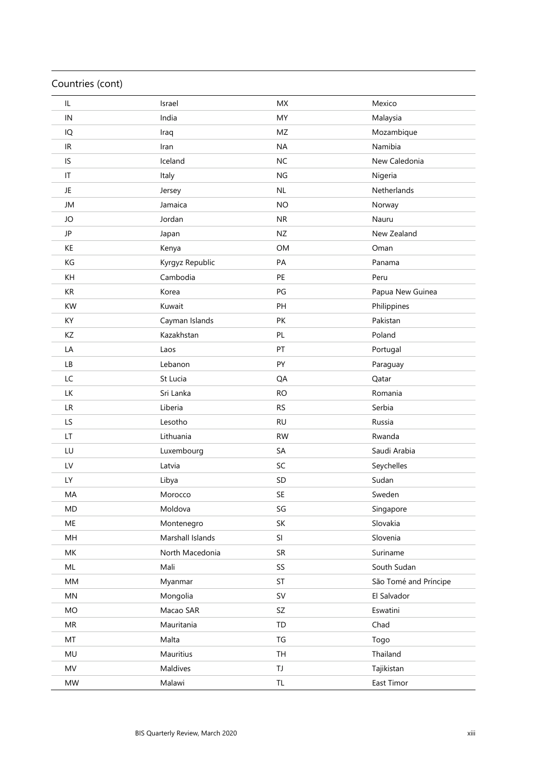## Countries (cont)

| | | | |
|---|---|---|---|
| IL | Israel | MX | Mexico |
| IN | India | MY | Malaysia |
| IQ | Iraq | MZ | Mozambique |
| IR | Iran | NA | Namibia |
| IS | Iceland | NC | New Caledonia |
| IT | Italy | NG | Nigeria |
| JE | Jersey | NL | Netherlands |
| JM | Jamaica | NO | Norway |
| JO | Jordan | NR | Nauru |
| JP | Japan | NZ | New Zealand |
| KE | Kenya | OM | Oman |
| KG | Kyrgyz Republic | PA | Panama |
| KH | Cambodia | PE | Peru |
| KR | Korea | PG | Papua New Guinea |
| KW | Kuwait | PH | Philippines |
| KY | Cayman Islands | PK | Pakistan |
| KZ | Kazakhstan | PL | Poland |
| LA | Laos | PT | Portugal |
| LB | Lebanon | PY | Paraguay |
| LC | St Lucia | QA | Qatar |
| LK | Sri Lanka | RO | Romania |
| LR | Liberia | RS | Serbia |
| LS | Lesotho | RU | Russia |
| LT | Lithuania | RW | Rwanda |
| LU | Luxembourg | SA | Saudi Arabia |
| LV | Latvia | SC | Seychelles |
| LY | Libya | SD | Sudan |
| MA | Morocco | SE | Sweden |
| MD | Moldova | SG | Singapore |
| ME | Montenegro | SK | Slovakia |
| MH | Marshall Islands | SI | Slovenia |
| MK | North Macedonia | SR | Suriname |
| ML | Mali | SS | South Sudan |
| MM | Myanmar | ST | São Tomé and Príncipe |
| MN | Mongolia | SV | El Salvador |
| MO | Macao SAR | SZ | Eswatini |
| MR | Mauritania | TD | Chad |
| MT | Malta | TG | Togo |
| MU | Mauritius | TH | Thailand |
| MV | Maldives | TJ | Tajikistan |
| MW | Malawi | TL | East Timor |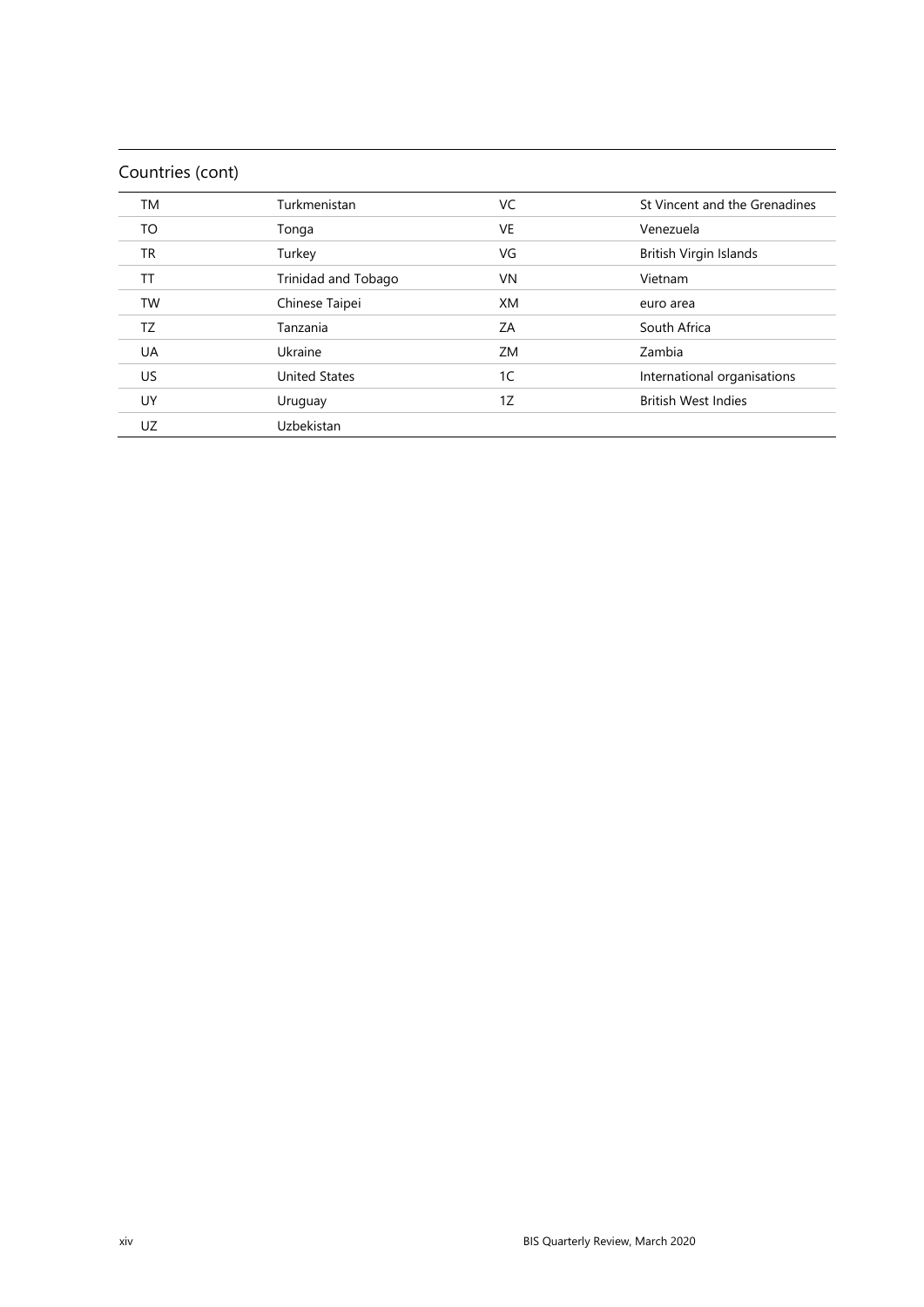## Countries (cont)

| | | | |
|---|---|---|---|
| TM | Turkmenistan | VC | St Vincent and the Grenadines |
| TO | Tonga | VE | Venezuela |
| TR | Turkey | VG | British Virgin Islands |
| TT | Trinidad and Tobago | VN | Vietnam |
| TW | Chinese Taipei | XM | euro area |
| TZ | Tanzania | ZA | South Africa |
| UA | Ukraine | ZM | Zambia |
| US | United States | 1C | International organisations |
| UY | Uruguay | 1Z | British West Indies |
| UZ | Uzbekistan | | |